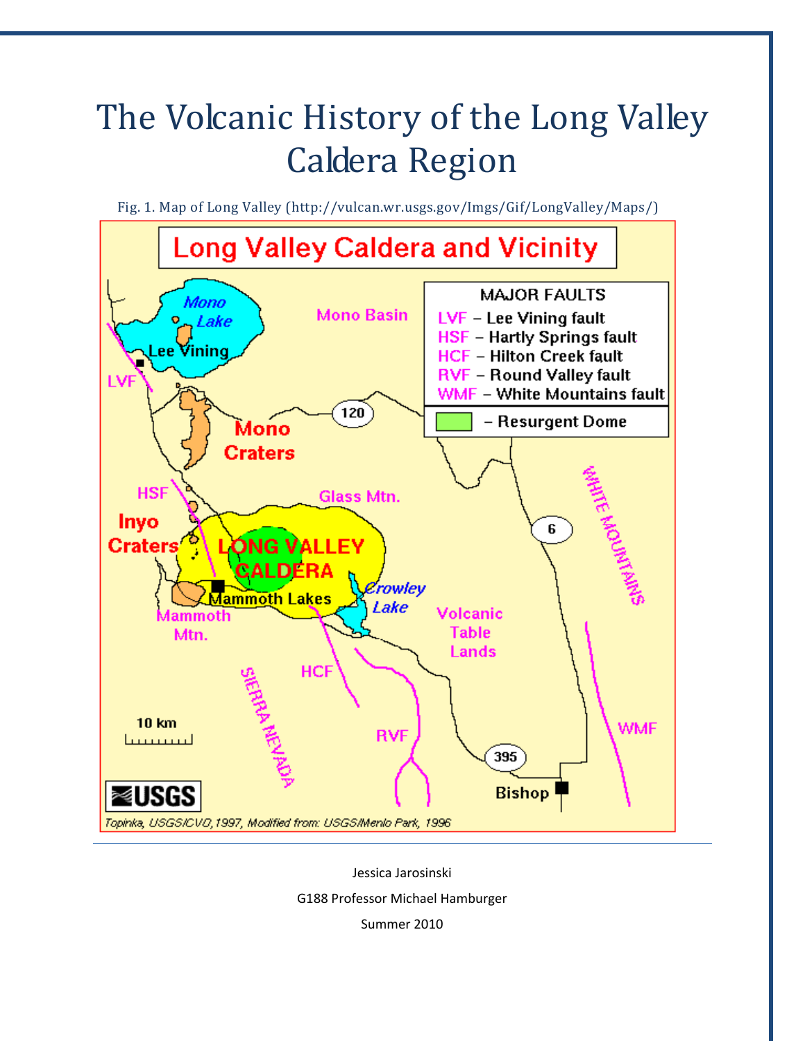# The Volcanic History of the Long Valley Caldera Region

Fig. 1. Map of Long Valley (http://vulcan.wr.usgs.gov/Imgs/Gif/LongValley/Maps/)

Jessica Jarosinski

G188 Professor Michael Hamburger

Summer 2010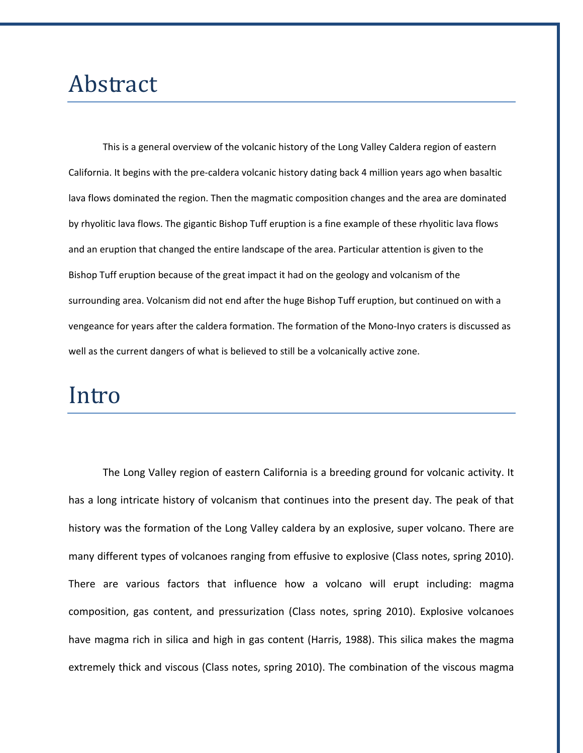# Abstract

This is a general overview of the volcanic history of the Long Valley Caldera region of eastern California. It begins with the pre-caldera volcanic history dating back 4 million years ago when basaltic lava flows dominated the region. Then the magmatic composition changes and the area are dominated by rhyolitic lava flows. The gigantic Bishop Tuff eruption is a fine example of these rhyolitic lava flows and an eruption that changed the entire landscape of the area. Particular attention is given to the Bishop Tuff eruption because of the great impact it had on the geology and volcanism of the surrounding area. Volcanism did not end after the huge Bishop Tuff eruption, but continued on with a vengeance for years after the caldera formation. The formation of the Mono-Inyo craters is discussed as well as the current dangers of what is believed to still be a volcanically active zone.

# Intro

The Long Valley region of eastern California is a breeding ground for volcanic activity. It has a long intricate history of volcanism that continues into the present day. The peak of that history was the formation of the Long Valley caldera by an explosive, super volcano. There are many different types of volcanoes ranging from effusive to explosive (Class notes, spring 2010). There are various factors that influence how a volcano will erupt including: magma composition, gas content, and pressurization (Class notes, spring 2010). Explosive volcanoes have magma rich in silica and high in gas content (Harris, 1988). This silica makes the magma extremely thick and viscous (Class notes, spring 2010). The combination of the viscous magma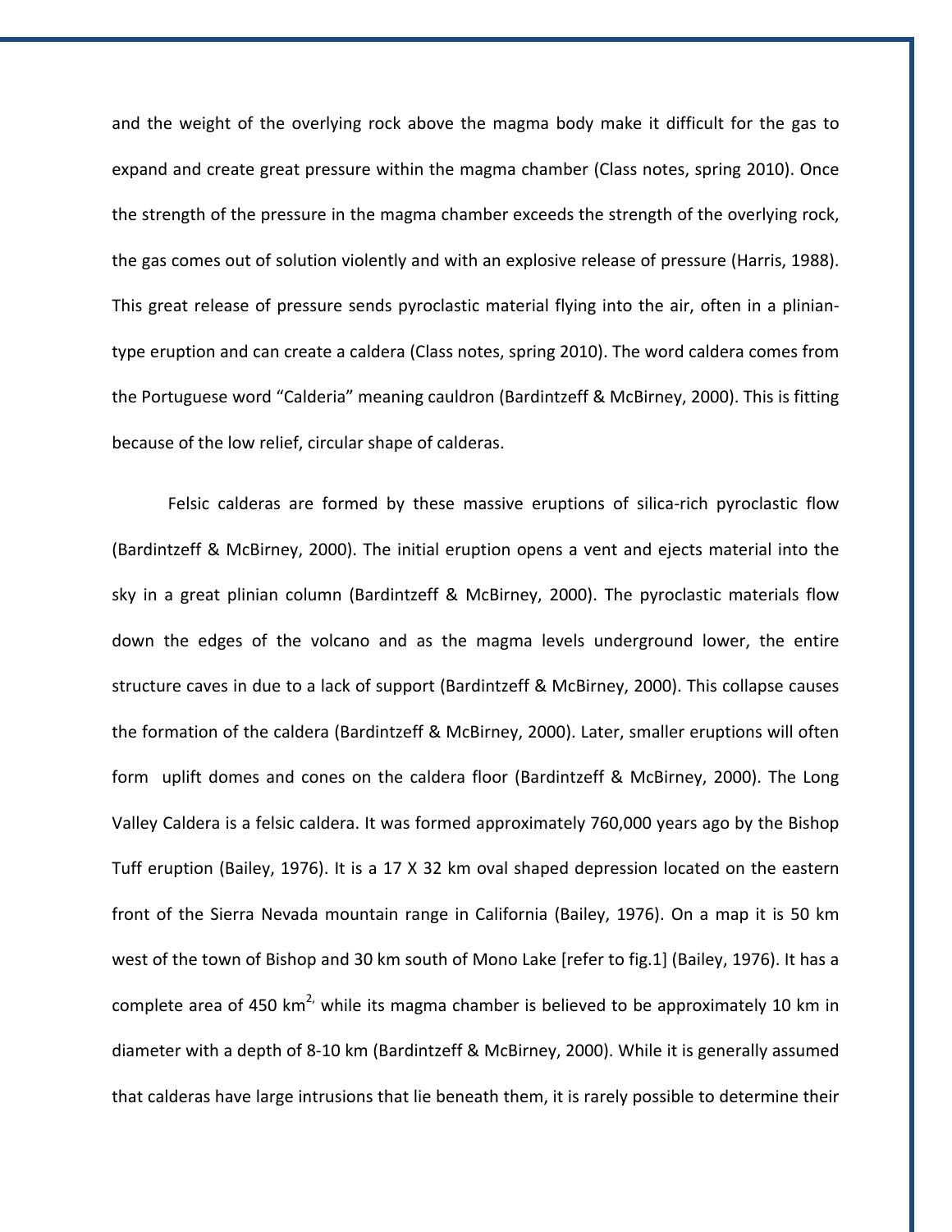and the weight of the overlying rock above the magma body make it difficult for the gas to expand and create great pressure within the magma chamber (Class notes, spring 2010). Once the strength of the pressure in the magma chamber exceeds the strength of the overlying rock, the gas comes out of solution violently and with an explosive release of pressure (Harris, 1988). This great release of pressure sends pyroclastic material flying into the air, often in a plinian-type eruption and can create a caldera (Class notes, spring 2010). The word caldera comes from the Portuguese word "Calderia" meaning cauldron (Bardintzeff & McBirney, 2000). This is fitting because of the low relief, circular shape of calderas.

Felsic calderas are formed by these massive eruptions of silica-rich pyroclastic flow (Bardintzeff & McBirney, 2000). The initial eruption opens a vent and ejects material into the sky in a great plinian column (Bardintzeff & McBirney, 2000). The pyroclastic materials flow down the edges of the volcano and as the magma levels underground lower, the entire structure caves in due to a lack of support (Bardintzeff & McBirney, 2000). This collapse causes the formation of the caldera (Bardintzeff & McBirney, 2000). Later, smaller eruptions will often form uplift domes and cones on the caldera floor (Bardintzeff & McBirney, 2000). The Long Valley Caldera is a felsic caldera. It was formed approximately 760,000 years ago by the Bishop Tuff eruption (Bailey, 1976). It is a 17 X 32 km oval shaped depression located on the eastern front of the Sierra Nevada mountain range in California (Bailey, 1976). On a map it is 50 km west of the town of Bishop and 30 km south of Mono Lake [refer to fig.1] (Bailey, 1976). It has a complete area of 450 $km^2$, while its magma chamber is believed to be approximately 10 km in diameter with a depth of 8-10 km (Bardintzeff & McBirney, 2000). While it is generally assumed that calderas have large intrusions that lie beneath them, it is rarely possible to determine their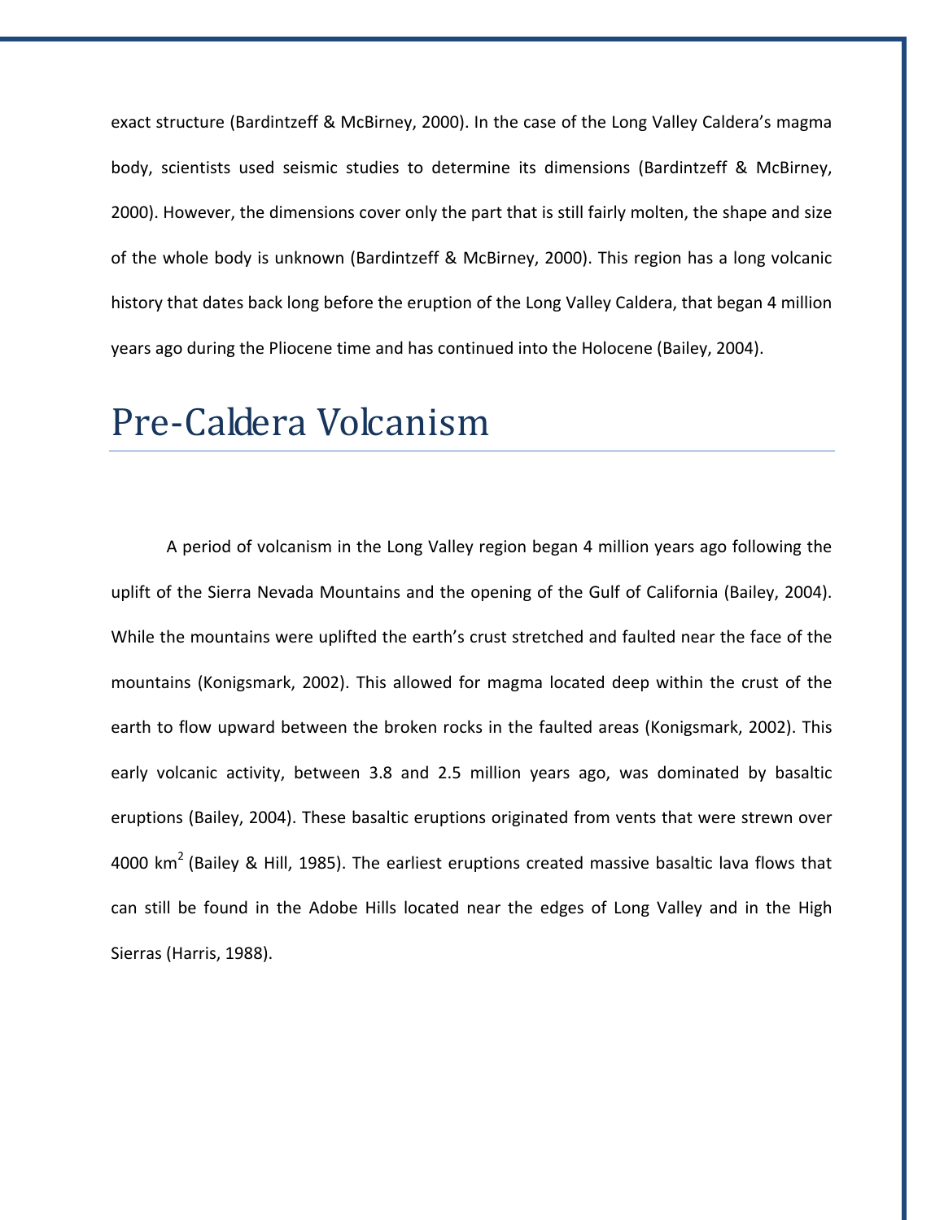exact structure (Bardintzeff & McBirney, 2000). In the case of the Long Valley Caldera's magma body, scientists used seismic studies to determine its dimensions (Bardintzeff & McBirney, 2000). However, the dimensions cover only the part that is still fairly molten, the shape and size of the whole body is unknown (Bardintzeff & McBirney, 2000). This region has a long volcanic history that dates back long before the eruption of the Long Valley Caldera, that began 4 million years ago during the Pliocene time and has continued into the Holocene (Bailey, 2004).

# Pre-Caldera Volcanism

A period of volcanism in the Long Valley region began 4 million years ago following the uplift of the Sierra Nevada Mountains and the opening of the Gulf of California (Bailey, 2004). While the mountains were uplifted the earth's crust stretched and faulted near the face of the mountains (Konigsmark, 2002). This allowed for magma located deep within the crust of the earth to flow upward between the broken rocks in the faulted areas (Konigsmark, 2002). This early volcanic activity, between 3.8 and 2.5 million years ago, was dominated by basaltic eruptions (Bailey, 2004). These basaltic eruptions originated from vents that were strewn over 4000 $km^2$ (Bailey & Hill, 1985). The earliest eruptions created massive basaltic lava flows that can still be found in the Adobe Hills located near the edges of Long Valley and in the High Sierras (Harris, 1988).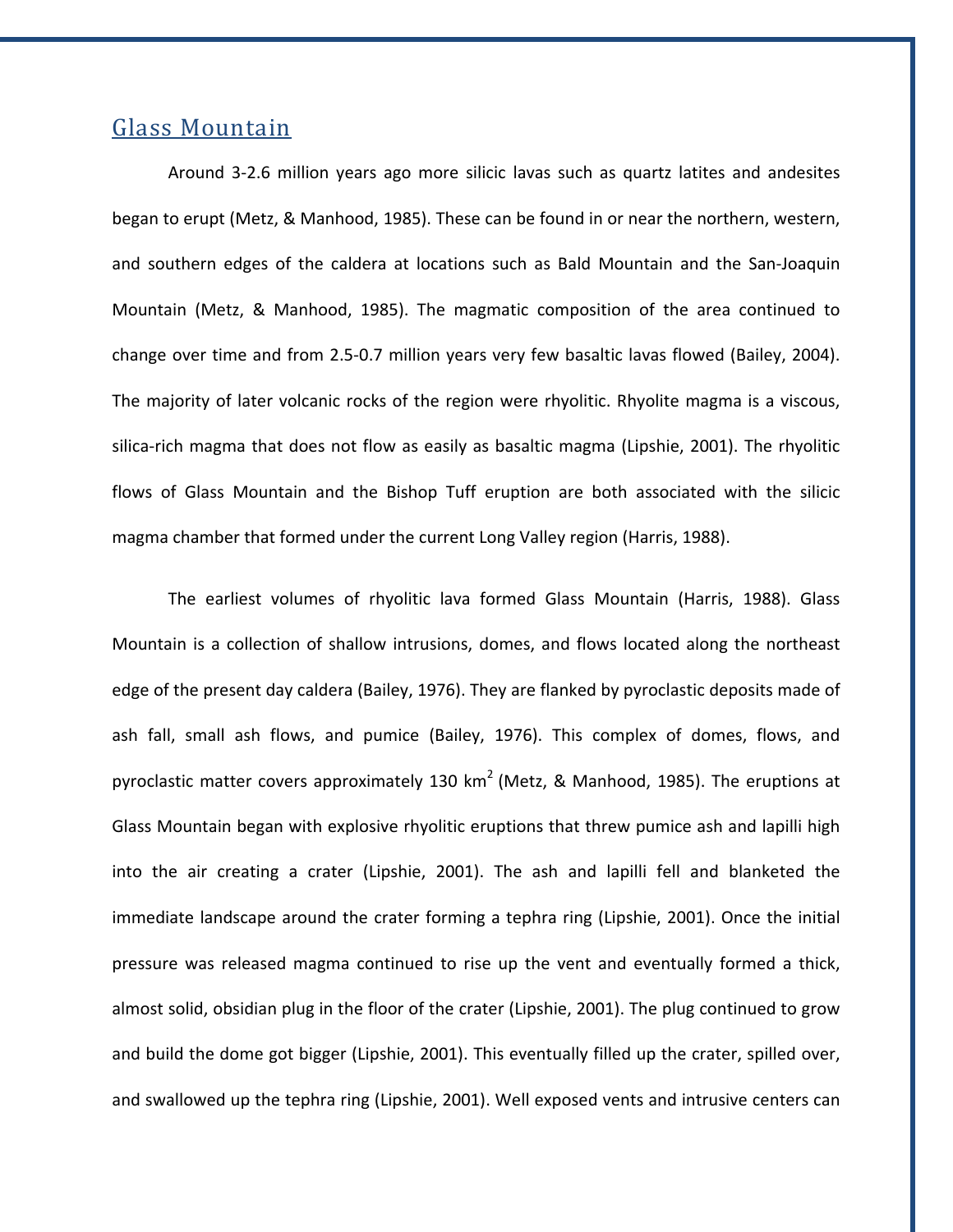## Glass Mountain

Around 3-2.6 million years ago more silicic lavas such as quartz latites and andesites began to erupt (Metz, & Manhood, 1985). These can be found in or near the northern, western, and southern edges of the caldera at locations such as Bald Mountain and the San-Joaquin Mountain (Metz, & Manhood, 1985). The magmatic composition of the area continued to change over time and from 2.5-0.7 million years very few basaltic lavas flowed (Bailey, 2004). The majority of later volcanic rocks of the region were rhyolitic. Rhyolite magma is a viscous, silica-rich magma that does not flow as easily as basaltic magma (Lipshie, 2001). The rhyolitic flows of Glass Mountain and the Bishop Tuff eruption are both associated with the silicic magma chamber that formed under the current Long Valley region (Harris, 1988).

The earliest volumes of rhyolitic lava formed Glass Mountain (Harris, 1988). Glass Mountain is a collection of shallow intrusions, domes, and flows located along the northeast edge of the present day caldera (Bailey, 1976). They are flanked by pyroclastic deposits made of ash fall, small ash flows, and pumice (Bailey, 1976). This complex of domes, flows, and pyroclastic matter covers approximately 130 $km^2$ (Metz, & Manhood, 1985). The eruptions at Glass Mountain began with explosive rhyolitic eruptions that threw pumice ash and lapilli high into the air creating a crater (Lipshie, 2001). The ash and lapilli fell and blanketed the immediate landscape around the crater forming a tephra ring (Lipshie, 2001). Once the initial pressure was released magma continued to rise up the vent and eventually formed a thick, almost solid, obsidian plug in the floor of the crater (Lipshie, 2001). The plug continued to grow and build the dome got bigger (Lipshie, 2001). This eventually filled up the crater, spilled over, and swallowed up the tephra ring (Lipshie, 2001). Well exposed vents and intrusive centers can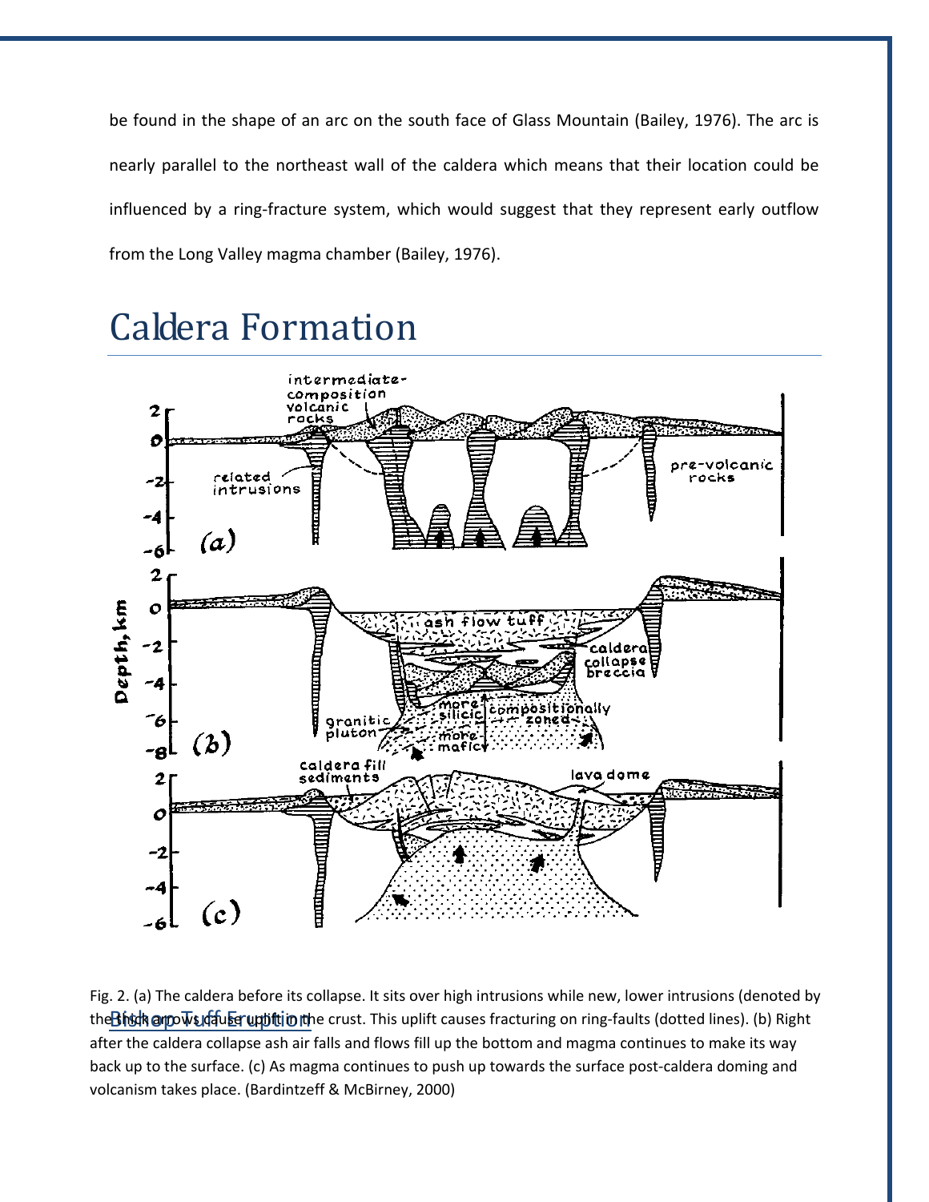be found in the shape of an arc on the south face of Glass Mountain (Bailey, 1976). The arc is nearly parallel to the northeast wall of the caldera which means that their location could be influenced by a ring-fracture system, which would suggest that they represent early outflow from the Long Valley magma chamber (Bailey, 1976).

# Caldera Formation

Fig. 2. (a) The caldera before its collapse. It sits over high intrusions while new, lower intrusions (denoted by the thick arrows) cause uplift in the crust. This uplift causes fracturing on ring-faults (dotted lines). (b) Right after the caldera collapse ash air falls and flows fill up the bottom and magma continues to make its way back up to the surface. (c) As magma continues to push up towards the surface post-caldera doming and volcanism takes place. (Bardintzeff & McBirney, 2000)

## Bishop Tuff Eruption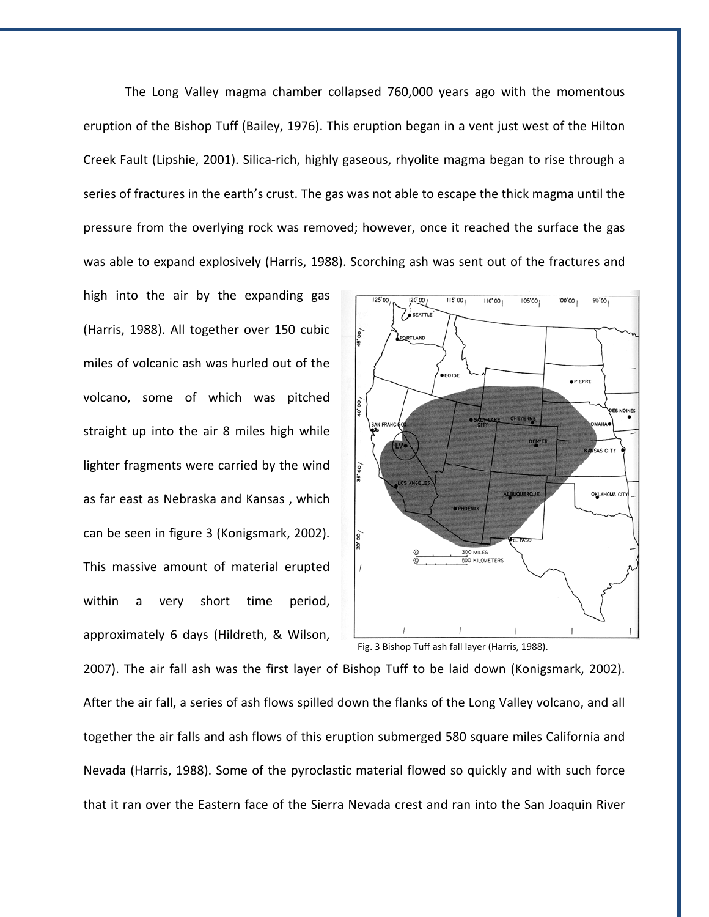The Long Valley magma chamber collapsed 760,000 years ago with the momentous eruption of the Bishop Tuff (Bailey, 1976). This eruption began in a vent just west of the Hilton Creek Fault (Lipshie, 2001). Silica-rich, highly gaseous, rhyolite magma began to rise through a series of fractures in the earth's crust. The gas was not able to escape the thick magma until the pressure from the overlying rock was removed; however, once it reached the surface the gas was able to expand explosively (Harris, 1988). Scorching ash was sent out of the fractures and high into the air by the expanding gas (Harris, 1988). All together over 150 cubic miles of volcanic ash was hurled out of the volcano, some of which was pitched straight up into the air 8 miles high while lighter fragments were carried by the wind as far east as Nebraska and Kansas , which can be seen in figure 3 (Konigsmark, 2002). This massive amount of material erupted within a very short time period, approximately 6 days (Hildreth, & Wilson, 2007). The air fall ash was the first layer of Bishop Tuff to be laid down (Konigsmark, 2002). After the air fall, a series of ash flows spilled down the flanks of the Long Valley volcano, and all together the air falls and ash flows of this eruption submerged 580 square miles California and Nevada (Harris, 1988). Some of the pyroclastic material flowed so quickly and with such force that it ran over the Eastern face of the Sierra Nevada crest and ran into the San Joaquin River

Fig. 3 Bishop Tuff ash fall layer (Harris, 1988).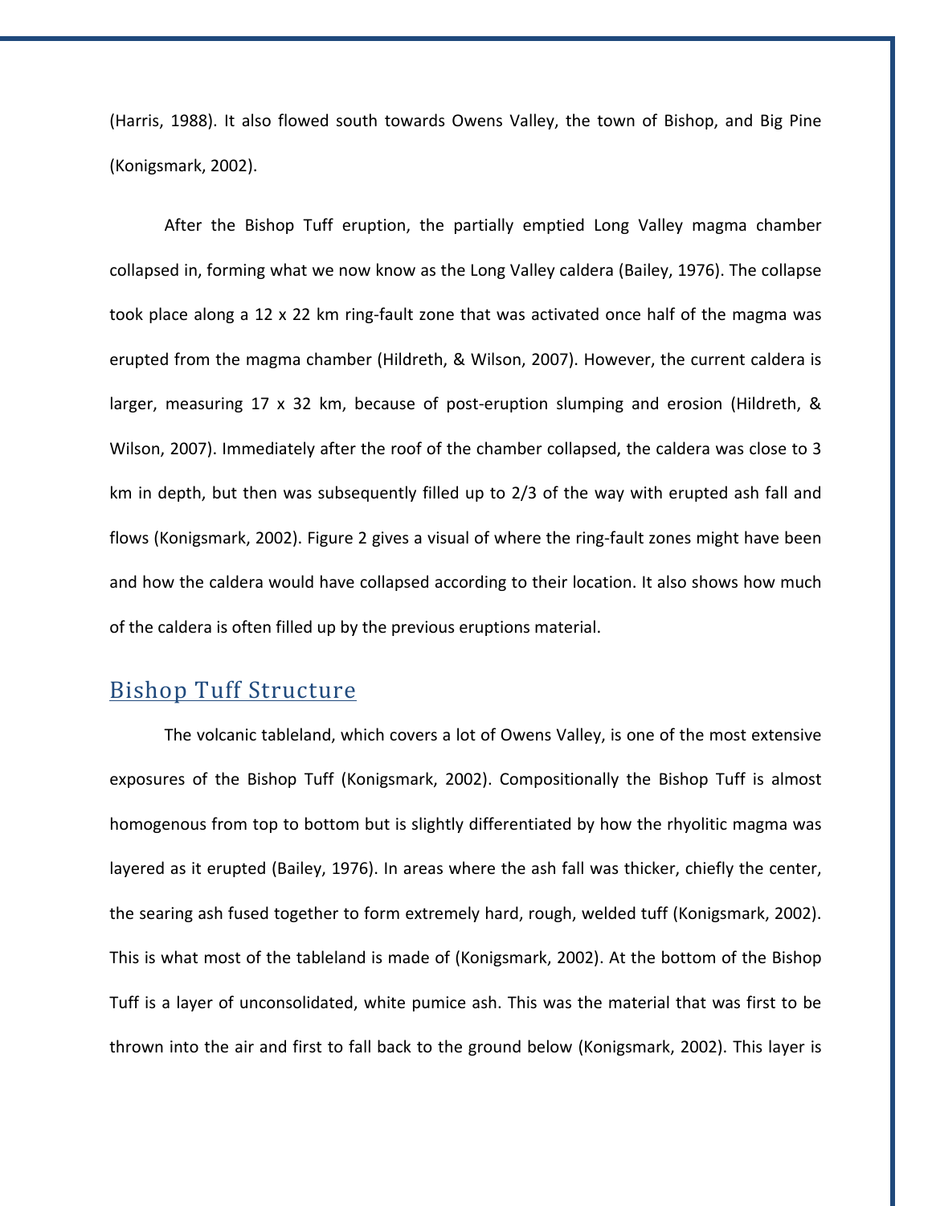(Harris, 1988). It also flowed south towards Owens Valley, the town of Bishop, and Big Pine (Konigsmark, 2002).

After the Bishop Tuff eruption, the partially emptied Long Valley magma chamber collapsed in, forming what we now know as the Long Valley caldera (Bailey, 1976). The collapse took place along a 12 x 22 km ring-fault zone that was activated once half of the magma was erupted from the magma chamber (Hildreth, & Wilson, 2007). However, the current caldera is larger, measuring 17 x 32 km, because of post-eruption slumping and erosion (Hildreth, & Wilson, 2007). Immediately after the roof of the chamber collapsed, the caldera was close to 3 km in depth, but then was subsequently filled up to 2/3 of the way with erupted ash fall and flows (Konigsmark, 2002). Figure 2 gives a visual of where the ring-fault zones might have been and how the caldera would have collapsed according to their location. It also shows how much of the caldera is often filled up by the previous eruptions material.

## Bishop Tuff Structure

The volcanic tableland, which covers a lot of Owens Valley, is one of the most extensive exposures of the Bishop Tuff (Konigsmark, 2002). Compositionally the Bishop Tuff is almost homogenous from top to bottom but is slightly differentiated by how the rhyolitic magma was layered as it erupted (Bailey, 1976). In areas where the ash fall was thicker, chiefly the center, the searing ash fused together to form extremely hard, rough, welded tuff (Konigsmark, 2002). This is what most of the tableland is made of (Konigsmark, 2002). At the bottom of the Bishop Tuff is a layer of unconsolidated, white pumice ash. This was the material that was first to be thrown into the air and first to fall back to the ground below (Konigsmark, 2002). This layer is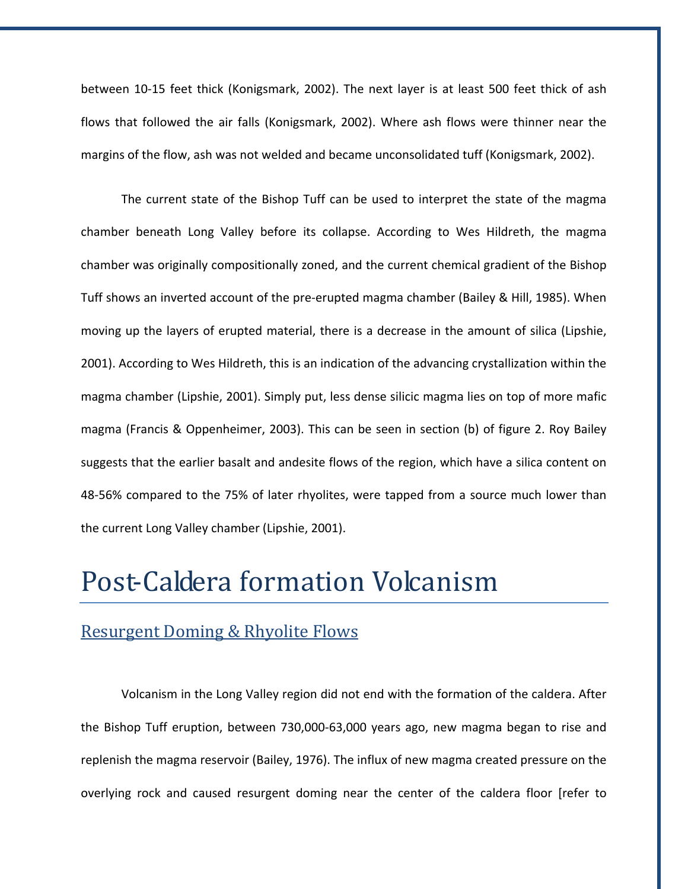between 10-15 feet thick (Konigsmark, 2002). The next layer is at least 500 feet thick of ash flows that followed the air falls (Konigsmark, 2002). Where ash flows were thinner near the margins of the flow, ash was not welded and became unconsolidated tuff (Konigsmark, 2002).

The current state of the Bishop Tuff can be used to interpret the state of the magma chamber beneath Long Valley before its collapse. According to Wes Hildreth, the magma chamber was originally compositionally zoned, and the current chemical gradient of the Bishop Tuff shows an inverted account of the pre-erupted magma chamber (Bailey & Hill, 1985). When moving up the layers of erupted material, there is a decrease in the amount of silica (Lipshie, 2001). According to Wes Hildreth, this is an indication of the advancing crystallization within the magma chamber (Lipshie, 2001). Simply put, less dense silicic magma lies on top of more mafic magma (Francis & Oppenheimer, 2003). This can be seen in section (b) of figure 2. Roy Bailey suggests that the earlier basalt and andesite flows of the region, which have a silica content on 48-56% compared to the 75% of later rhyolites, were tapped from a source much lower than the current Long Valley chamber (Lipshie, 2001).

# Post-Caldera formation Volcanism

## Resurgent Doming & Rhyolite Flows

Volcanism in the Long Valley region did not end with the formation of the caldera. After the Bishop Tuff eruption, between 730,000-63,000 years ago, new magma began to rise and replenish the magma reservoir (Bailey, 1976). The influx of new magma created pressure on the overlying rock and caused resurgent doming near the center of the caldera floor [refer to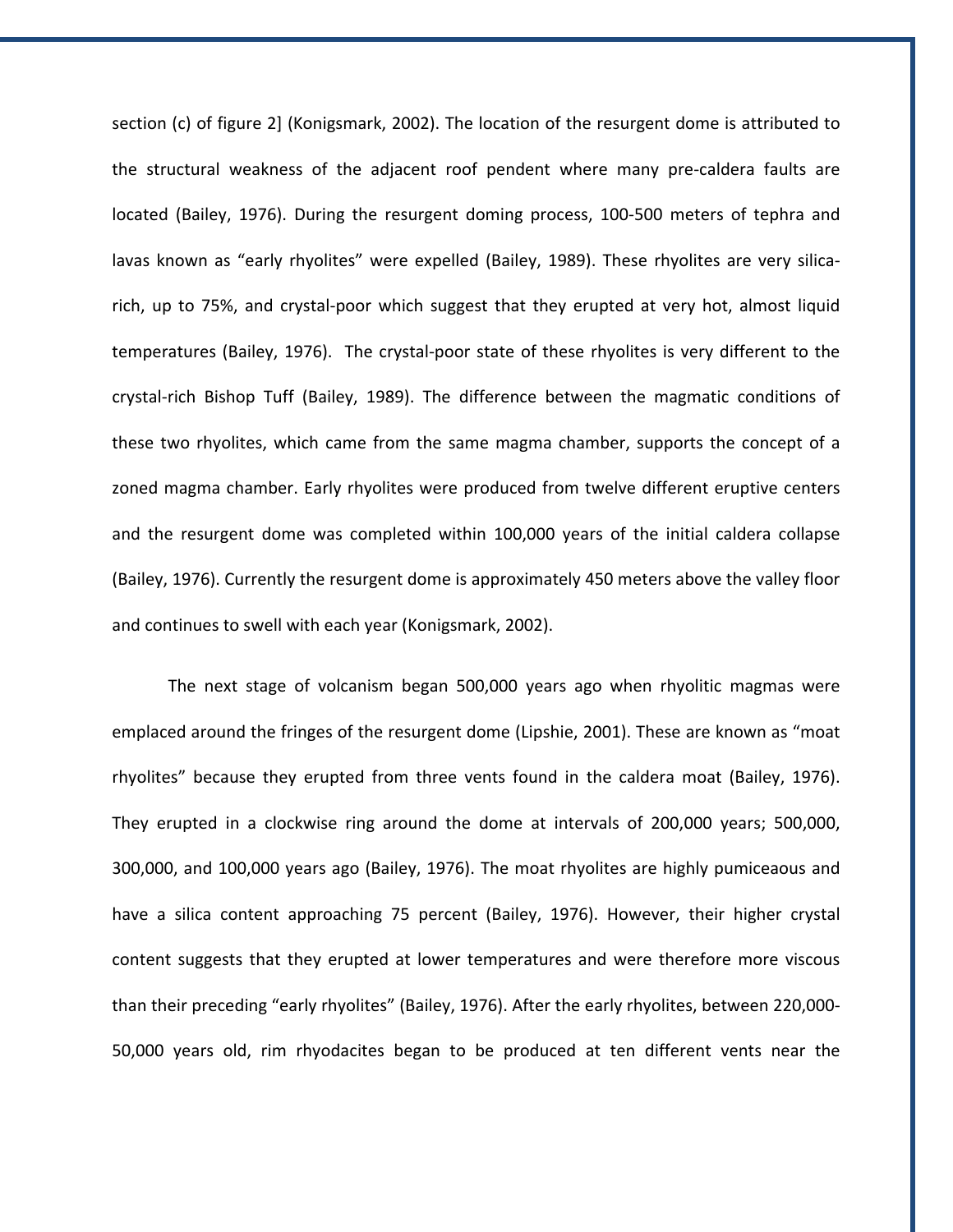section (c) of figure 2] (Konigsmark, 2002). The location of the resurgent dome is attributed to the structural weakness of the adjacent roof pendent where many pre-caldera faults are located (Bailey, 1976). During the resurgent doming process, 100-500 meters of tephra and lavas known as "early rhyolites" were expelled (Bailey, 1989). These rhyolites are very silica-rich, up to 75%, and crystal-poor which suggest that they erupted at very hot, almost liquid temperatures (Bailey, 1976). The crystal-poor state of these rhyolites is very different to the crystal-rich Bishop Tuff (Bailey, 1989). The difference between the magmatic conditions of these two rhyolites, which came from the same magma chamber, supports the concept of a zoned magma chamber. Early rhyolites were produced from twelve different eruptive centers and the resurgent dome was completed within 100,000 years of the initial caldera collapse (Bailey, 1976). Currently the resurgent dome is approximately 450 meters above the valley floor and continues to swell with each year (Konigsmark, 2002).

The next stage of volcanism began 500,000 years ago when rhyolitic magmas were emplaced around the fringes of the resurgent dome (Lipshie, 2001). These are known as "moat rhyolites" because they erupted from three vents found in the caldera moat (Bailey, 1976). They erupted in a clockwise ring around the dome at intervals of 200,000 years; 500,000, 300,000, and 100,000 years ago (Bailey, 1976). The moat rhyolites are highly pumiceaous and have a silica content approaching 75 percent (Bailey, 1976). However, their higher crystal content suggests that they erupted at lower temperatures and were therefore more viscous than their preceding "early rhyolites" (Bailey, 1976). After the early rhyolites, between 220,000-50,000 years old, rim rhyodacites began to be produced at ten different vents near the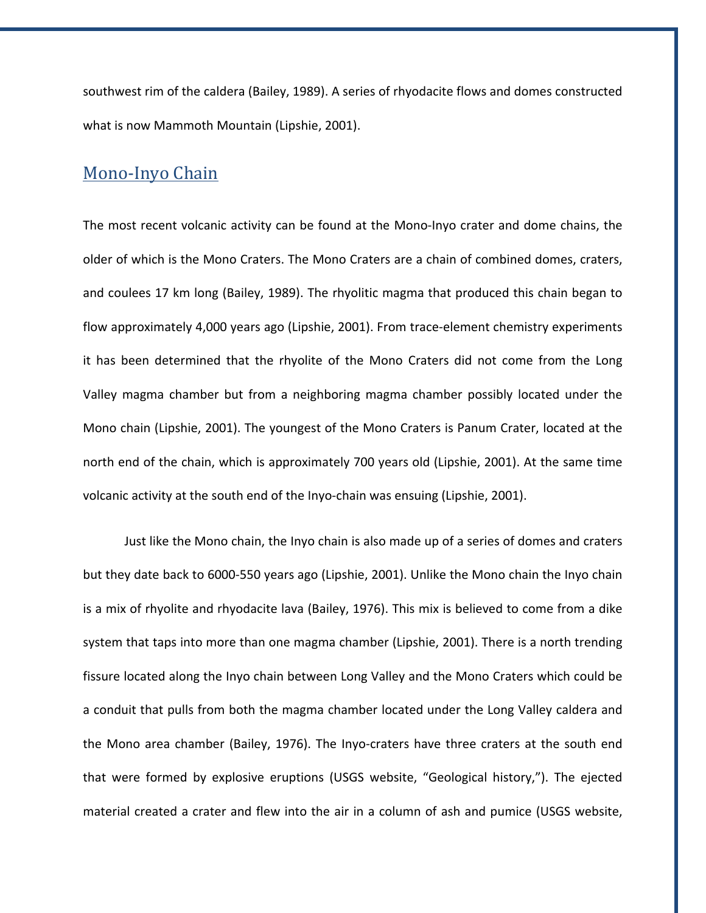southwest rim of the caldera (Bailey, 1989). A series of rhyodacite flows and domes constructed what is now Mammoth Mountain (Lipshie, 2001).

## Mono-Inyo Chain

The most recent volcanic activity can be found at the Mono-Inyo crater and dome chains, the older of which is the Mono Craters. The Mono Craters are a chain of combined domes, craters, and coulees 17 km long (Bailey, 1989). The rhyolitic magma that produced this chain began to flow approximately 4,000 years ago (Lipshie, 2001). From trace-element chemistry experiments it has been determined that the rhyolite of the Mono Craters did not come from the Long Valley magma chamber but from a neighboring magma chamber possibly located under the Mono chain (Lipshie, 2001). The youngest of the Mono Craters is Panum Crater, located at the north end of the chain, which is approximately 700 years old (Lipshie, 2001). At the same time volcanic activity at the south end of the Inyo-chain was ensuing (Lipshie, 2001).

Just like the Mono chain, the Inyo chain is also made up of a series of domes and craters but they date back to 6000-550 years ago (Lipshie, 2001). Unlike the Mono chain the Inyo chain is a mix of rhyolite and rhyodacite lava (Bailey, 1976). This mix is believed to come from a dike system that taps into more than one magma chamber (Lipshie, 2001). There is a north trending fissure located along the Inyo chain between Long Valley and the Mono Craters which could be a conduit that pulls from both the magma chamber located under the Long Valley caldera and the Mono area chamber (Bailey, 1976). The Inyo-craters have three craters at the south end that were formed by explosive eruptions (USGS website, "Geological history,"). The ejected material created a crater and flew into the air in a column of ash and pumice (USGS website,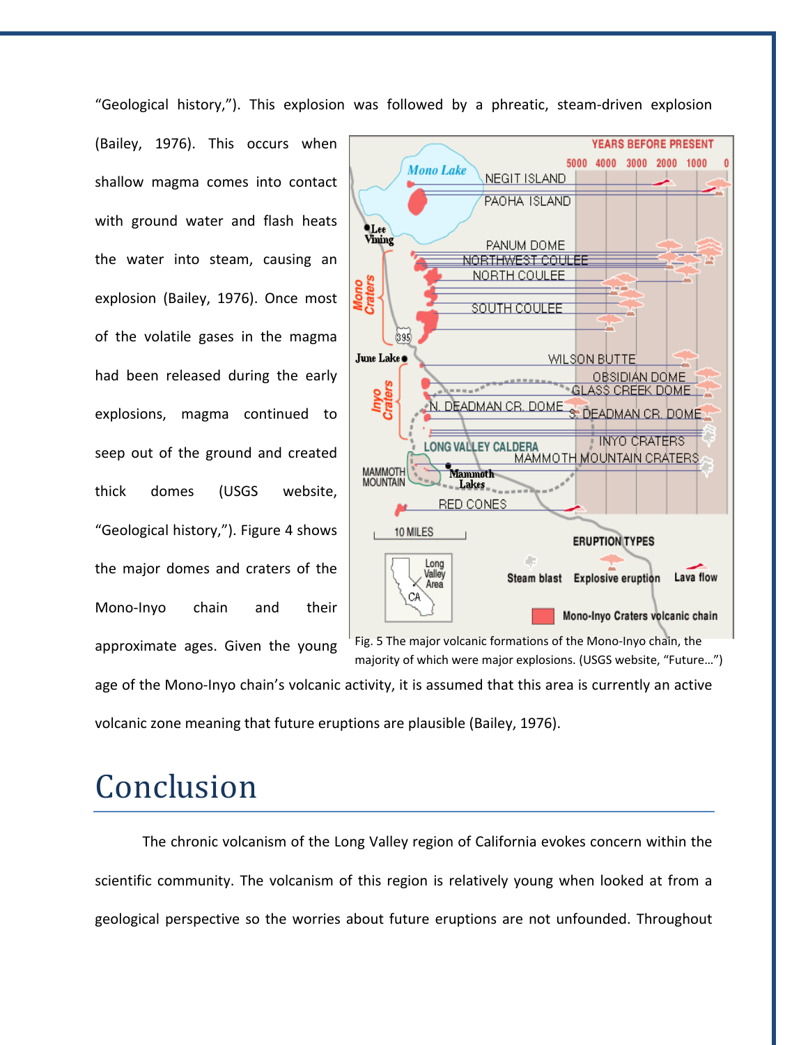"Geological history,"). This explosion was followed by a phreatic, steam-driven explosion (Bailey, 1976). This occurs when shallow magma comes into contact with ground water and flash heats the water into steam, causing an explosion (Bailey, 1976). Once most of the volatile gases in the magma had been released during the early explosions, magma continued to seep out of the ground and created thick domes (USGS website, "Geological history,"). Figure 4 shows the major domes and craters of the Mono-Inyo chain and their approximate ages. Given the young age of the Mono-Inyo chain's volcanic activity, it is assumed that this area is currently an active volcanic zone meaning that future eruptions are plausible (Bailey, 1976).

Fig. 5 The major volcanic formations of the Mono-Inyo chain, the majority of which were major explosions. (USGS website, "Future…")

# Conclusion

The chronic volcanism of the Long Valley region of California evokes concern within the scientific community. The volcanism of this region is relatively young when looked at from a geological perspective so the worries about future eruptions are not unfounded. Throughout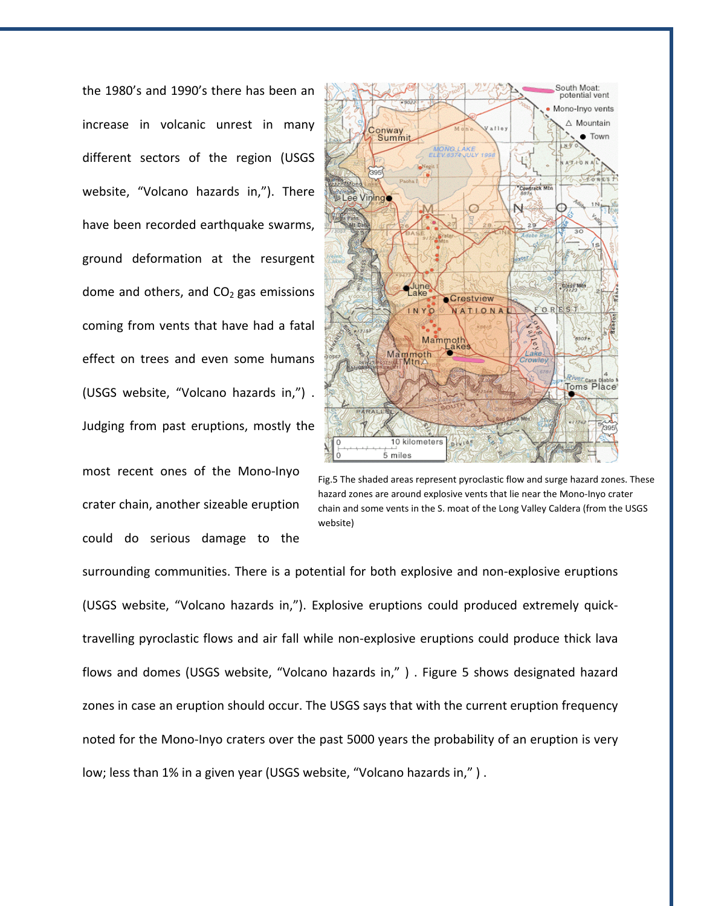the 1980's and 1990's there has been an increase in volcanic unrest in many different sectors of the region (USGS website, "Volcano hazards in,"). There have been recorded earthquake swarms, ground deformation at the resurgent dome and others, and $CO_2$ gas emissions coming from vents that have had a fatal effect on trees and even some humans (USGS website, "Volcano hazards in,") . Judging from past eruptions, mostly the most recent ones of the Mono-Inyo crater chain, another sizeable eruption could do serious damage to the surrounding communities. There is a potential for both explosive and non-explosive eruptions (USGS website, "Volcano hazards in,"). Explosive eruptions could produced extremely quick-travelling pyroclastic flows and air fall while non-explosive eruptions could produce thick lava flows and domes (USGS website, "Volcano hazards in," ) . Figure 5 shows designated hazard zones in case an eruption should occur. The USGS says that with the current eruption frequency noted for the Mono-Inyo craters over the past 5000 years the probability of an eruption is very low; less than 1% in a given year (USGS website, "Volcano hazards in," ) .

Fig.5 The shaded areas represent pyroclastic flow and surge hazard zones. These hazard zones are around explosive vents that lie near the Mono-Inyo crater chain and some vents in the S. moat of the Long Valley Caldera (from the USGS website)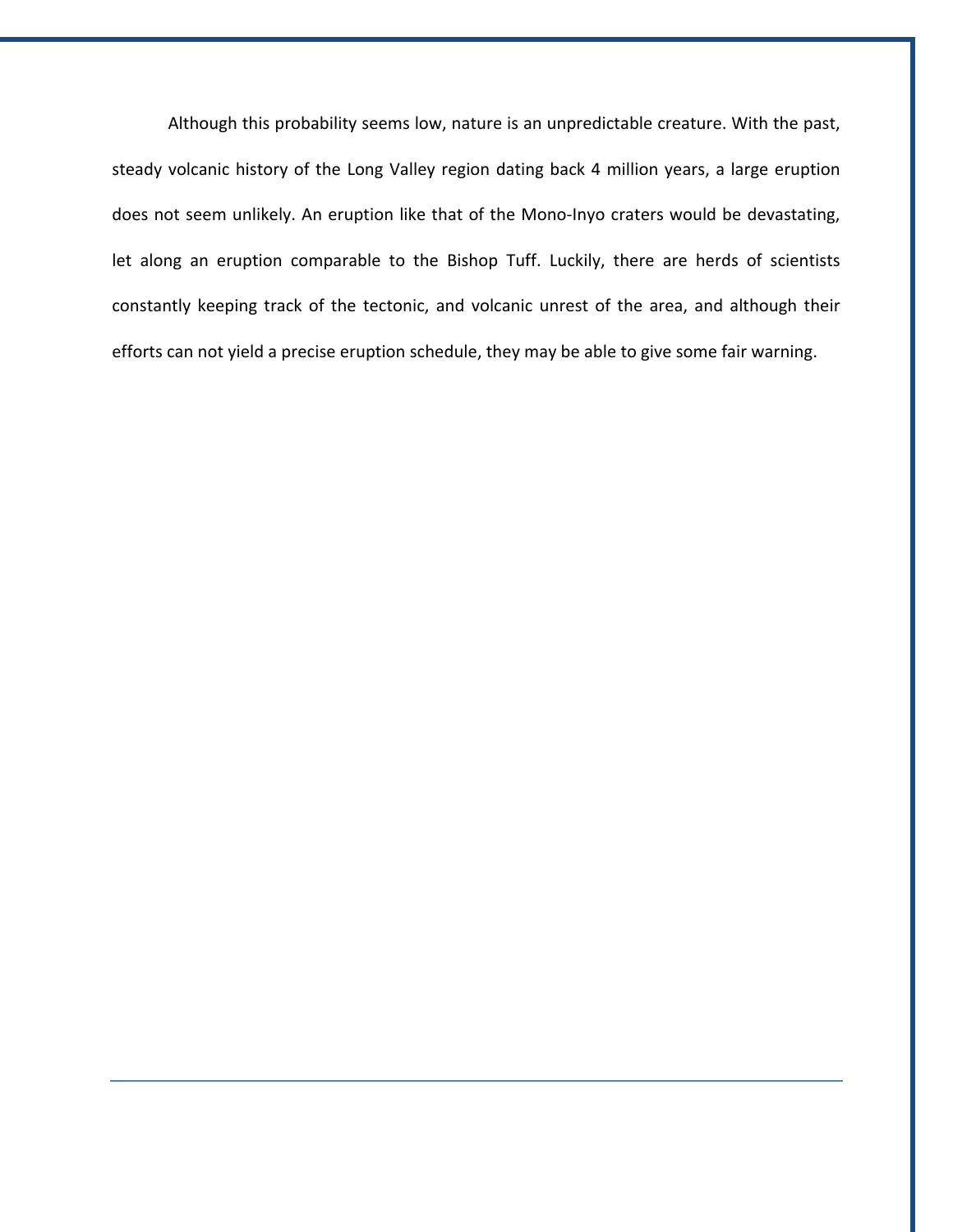Although this probability seems low, nature is an unpredictable creature. With the past, steady volcanic history of the Long Valley region dating back 4 million years, a large eruption does not seem unlikely. An eruption like that of the Mono-Inyo craters would be devastating, let along an eruption comparable to the Bishop Tuff. Luckily, there are herds of scientists constantly keeping track of the tectonic, and volcanic unrest of the area, and although their efforts can not yield a precise eruption schedule, they may be able to give some fair warning.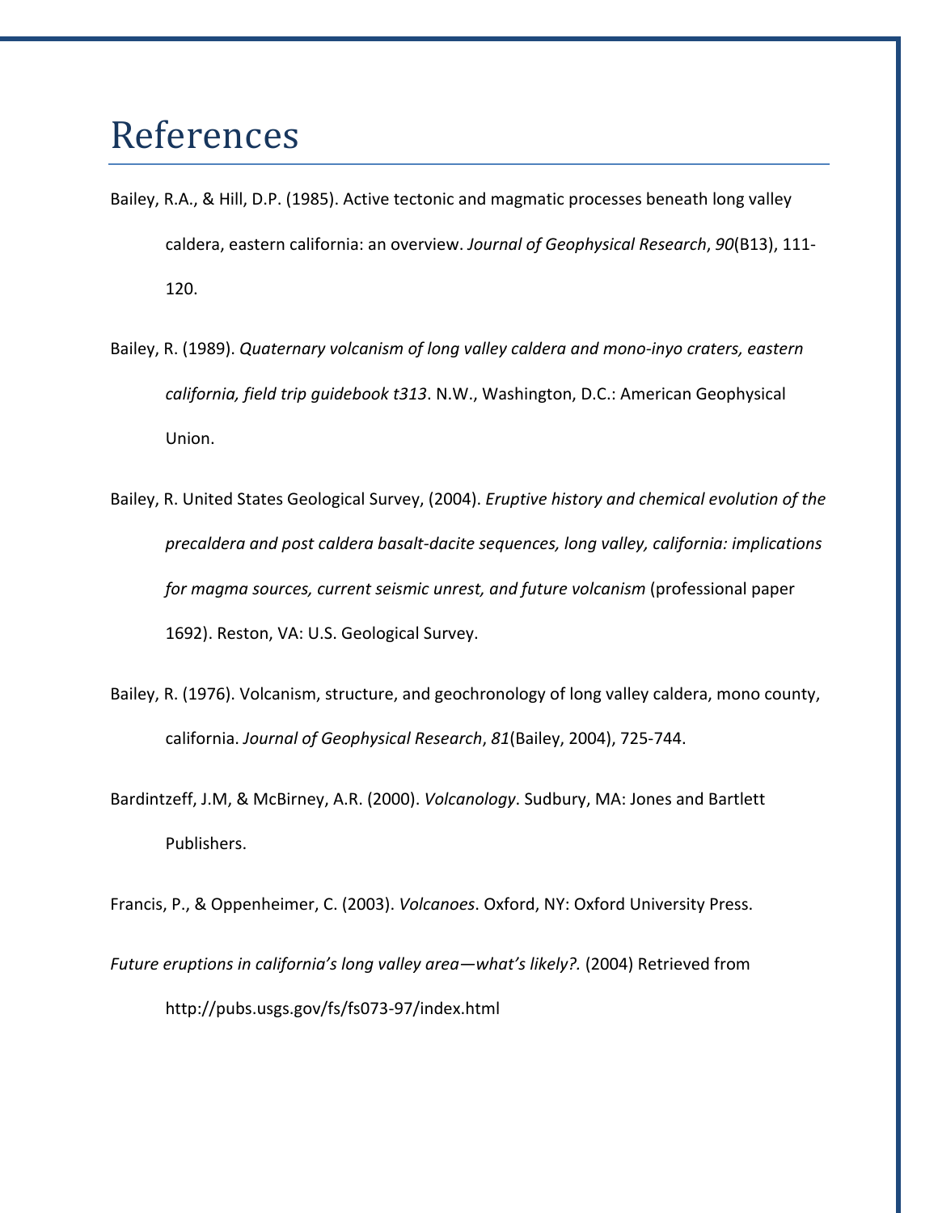# References

Bailey, R.A., & Hill, D.P. (1985). Active tectonic and magmatic processes beneath long valley caldera, eastern california: an overview. *Journal of Geophysical Research*, *90*(B13), 111-120.

Bailey, R. (1989). *Quaternary volcanism of long valley caldera and mono-inyo craters, eastern california, field trip guidebook t313*. N.W., Washington, D.C.: American Geophysical Union.

Bailey, R. United States Geological Survey, (2004). *Eruptive history and chemical evolution of the precaldera and post caldera basalt-dacite sequences, long valley, california: implications for magma sources, current seismic unrest, and future volcanism* (professional paper 1692). Reston, VA: U.S. Geological Survey.

Bailey, R. (1976). Volcanism, structure, and geochronology of long valley caldera, mono county, california. *Journal of Geophysical Research*, *81*(Bailey, 2004), 725-744.

Bardintzeff, J.M, & McBirney, A.R. (2000). *Volcanology*. Sudbury, MA: Jones and Bartlett Publishers.

Francis, P., & Oppenheimer, C. (2003). *Volcanoes*. Oxford, NY: Oxford University Press.

*Future eruptions in california's long valley area—what's likely?.* (2004) Retrieved from http://pubs.usgs.gov/fs/fs073-97/index.html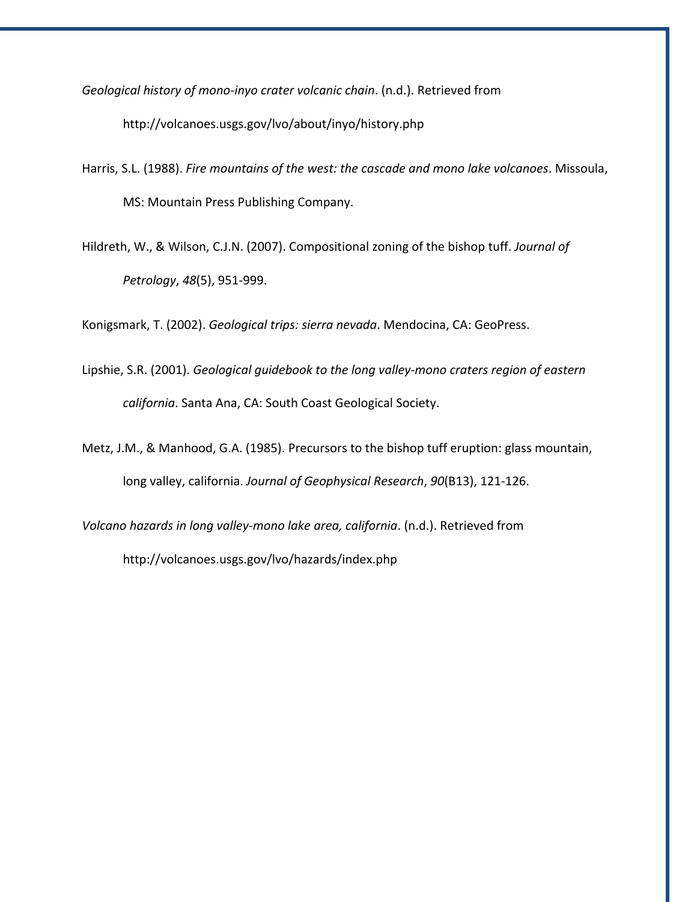*Geological history of mono-inyo crater volcanic chain*. (n.d.). Retrieved from http://volcanoes.usgs.gov/lvo/about/inyo/history.php

Harris, S.L. (1988). *Fire mountains of the west: the cascade and mono lake volcanoes*. Missoula, MS: Mountain Press Publishing Company.

Hildreth, W., & Wilson, C.J.N. (2007). Compositional zoning of the bishop tuff. *Journal of Petrology*, *48*(5), 951-999.

Konigsmark, T. (2002). *Geological trips: sierra nevada*. Mendocina, CA: GeoPress.

Lipshie, S.R. (2001). *Geological guidebook to the long valley-mono craters region of eastern california*. Santa Ana, CA: South Coast Geological Society.

Metz, J.M., & Manhood, G.A. (1985). Precursors to the bishop tuff eruption: glass mountain, long valley, california. *Journal of Geophysical Research*, *90*(B13), 121-126.

*Volcano hazards in long valley-mono lake area, california*. (n.d.). Retrieved from http://volcanoes.usgs.gov/lvo/hazards/index.php